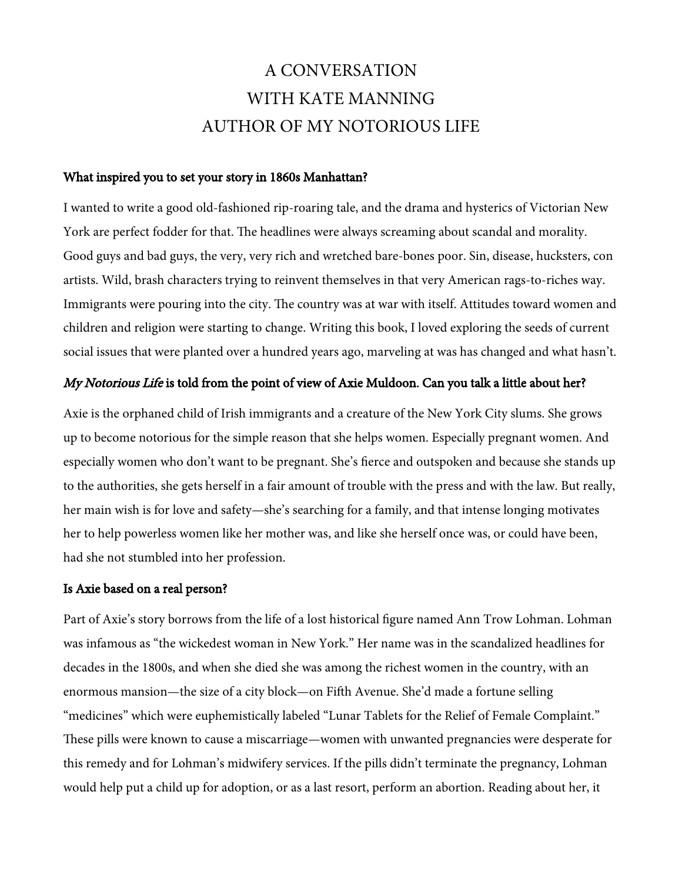# A CONVERSATION WITH KATE MANNING AUTHOR OF MY NOTORIOUS LIFE

**What inspired you to set your story in 1860s Manhattan?**

I wanted to write a good old-fashioned rip-roaring tale, and the drama and hysterics of Victorian New York are perfect fodder for that. The headlines were always screaming about scandal and morality. Good guys and bad guys, the very, very rich and wretched bare-bones poor. Sin, disease, hucksters, con artists. Wild, brash characters trying to reinvent themselves in that very American rags-to-riches way. Immigrants were pouring into the city. The country was at war with itself. Attitudes toward women and children and religion were starting to change. Writing this book, I loved exploring the seeds of current social issues that were planted over a hundred years ago, marveling at was has changed and what hasn't.

***My Notorious Life*** **is told from the point of view of Axie Muldoon. Can you talk a little about her?**

Axie is the orphaned child of Irish immigrants and a creature of the New York City slums. She grows up to become notorious for the simple reason that she helps women. Especially pregnant women. And especially women who don't want to be pregnant. She's fierce and outspoken and because she stands up to the authorities, she gets herself in a fair amount of trouble with the press and with the law. But really, her main wish is for love and safety—she's searching for a family, and that intense longing motivates her to help powerless women like her mother was, and like she herself once was, or could have been, had she not stumbled into her profession.

**Is Axie based on a real person?**

Part of Axie's story borrows from the life of a lost historical figure named Ann Trow Lohman. Lohman was infamous as "the wickedest woman in New York." Her name was in the scandalized headlines for decades in the 1800s, and when she died she was among the richest women in the country, with an enormous mansion—the size of a city block—on Fifth Avenue. She'd made a fortune selling "medicines" which were euphemistically labeled "Lunar Tablets for the Relief of Female Complaint." These pills were known to cause a miscarriage—women with unwanted pregnancies were desperate for this remedy and for Lohman's midwifery services. If the pills didn't terminate the pregnancy, Lohman would help put a child up for adoption, or as a last resort, perform an abortion. Reading about her, it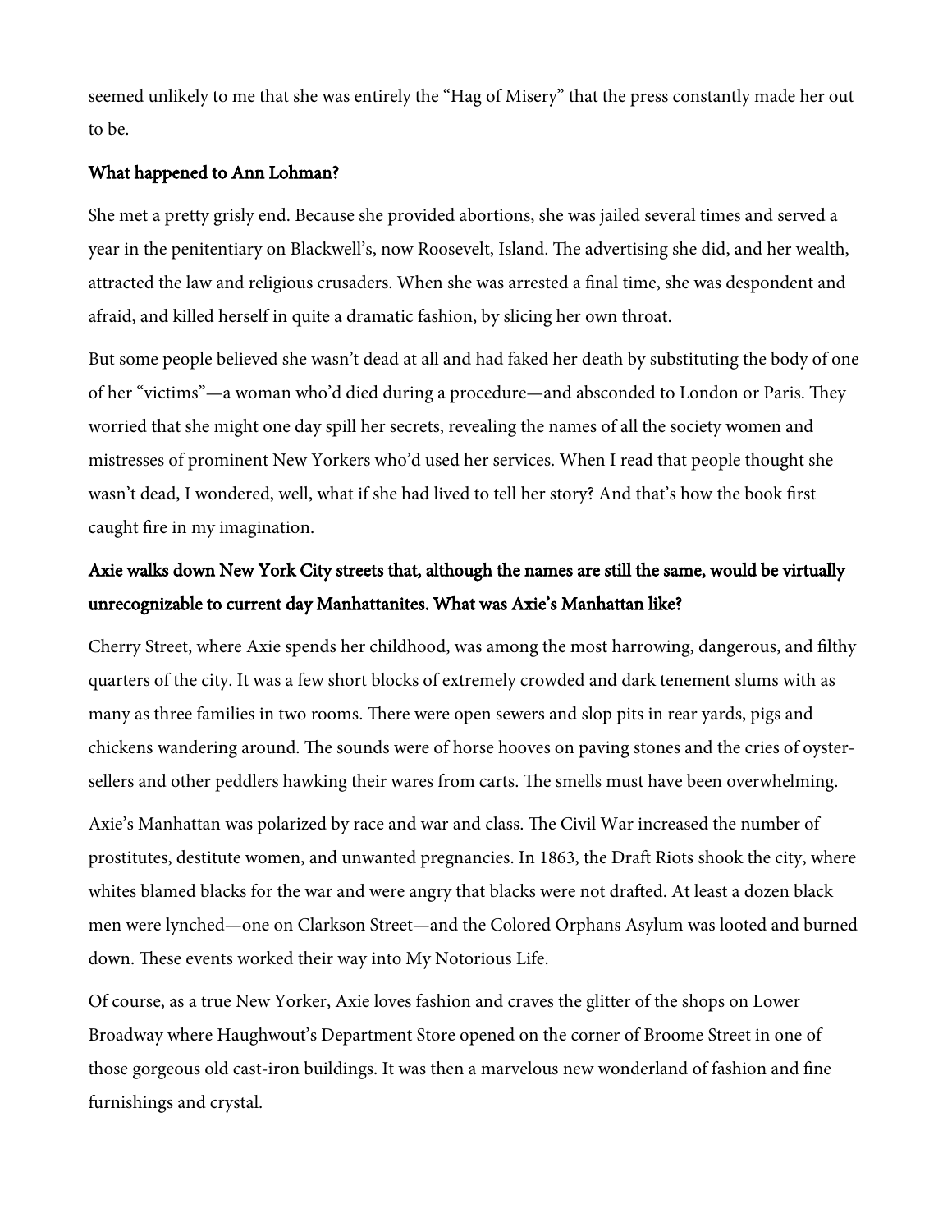seemed unlikely to me that she was entirely the "Hag of Misery" that the press constantly made her out to be.

**What happened to Ann Lohman?**

She met a pretty grisly end. Because she provided abortions, she was jailed several times and served a year in the penitentiary on Blackwell's, now Roosevelt, Island. The advertising she did, and her wealth, attracted the law and religious crusaders. When she was arrested a final time, she was despondent and afraid, and killed herself in quite a dramatic fashion, by slicing her own throat.

But some people believed she wasn't dead at all and had faked her death by substituting the body of one of her "victims"—a woman who'd died during a procedure—and absconded to London or Paris. They worried that she might one day spill her secrets, revealing the names of all the society women and mistresses of prominent New Yorkers who'd used her services. When I read that people thought she wasn't dead, I wondered, well, what if she had lived to tell her story? And that's how the book first caught fire in my imagination.

**Axie walks down New York City streets that, although the names are still the same, would be virtually unrecognizable to current day Manhattanites. What was Axie's Manhattan like?**

Cherry Street, where Axie spends her childhood, was among the most harrowing, dangerous, and filthy quarters of the city. It was a few short blocks of extremely crowded and dark tenement slums with as many as three families in two rooms. There were open sewers and slop pits in rear yards, pigs and chickens wandering around. The sounds were of horse hooves on paving stones and the cries of oyster-sellers and other peddlers hawking their wares from carts. The smells must have been overwhelming.

Axie's Manhattan was polarized by race and war and class. The Civil War increased the number of prostitutes, destitute women, and unwanted pregnancies. In 1863, the Draft Riots shook the city, where whites blamed blacks for the war and were angry that blacks were not drafted. At least a dozen black men were lynched—one on Clarkson Street—and the Colored Orphans Asylum was looted and burned down. These events worked their way into My Notorious Life.

Of course, as a true New Yorker, Axie loves fashion and craves the glitter of the shops on Lower Broadway where Haughwout's Department Store opened on the corner of Broome Street in one of those gorgeous old cast-iron buildings. It was then a marvelous new wonderland of fashion and fine furnishings and crystal.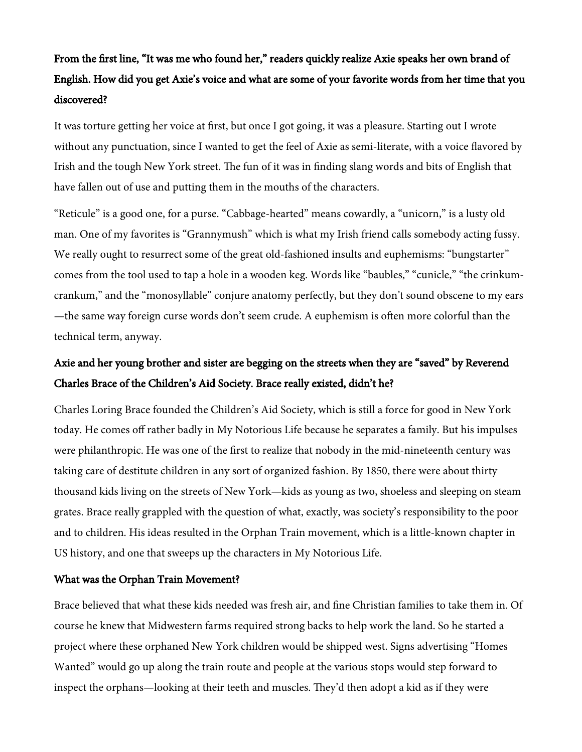**From the first line, "It was me who found her," readers quickly realize Axie speaks her own brand of English. How did you get Axie's voice and what are some of your favorite words from her time that you discovered?**

It was torture getting her voice at first, but once I got going, it was a pleasure. Starting out I wrote without any punctuation, since I wanted to get the feel of Axie as semi-literate, with a voice flavored by Irish and the tough New York street. The fun of it was in finding slang words and bits of English that have fallen out of use and putting them in the mouths of the characters.

"Reticule" is a good one, for a purse. "Cabbage-hearted" means cowardly, a "unicorn," is a lusty old man. One of my favorites is "Grannymush" which is what my Irish friend calls somebody acting fussy. We really ought to resurrect some of the great old-fashioned insults and euphemisms: "bungstarter" comes from the tool used to tap a hole in a wooden keg. Words like "baubles," "cunicle," "the crinkum-crankum," and the "monosyllable" conjure anatomy perfectly, but they don't sound obscene to my ears—the same way foreign curse words don't seem crude. A euphemism is often more colorful than the technical term, anyway.

**Axie and her young brother and sister are begging on the streets when they are "saved" by Reverend Charles Brace of the Children's Aid Society. Brace really existed, didn't he?**

Charles Loring Brace founded the Children's Aid Society, which is still a force for good in New York today. He comes off rather badly in My Notorious Life because he separates a family. But his impulses were philanthropic. He was one of the first to realize that nobody in the mid-nineteenth century was taking care of destitute children in any sort of organized fashion. By 1850, there were about thirty thousand kids living on the streets of New York—kids as young as two, shoeless and sleeping on steam grates. Brace really grappled with the question of what, exactly, was society's responsibility to the poor and to children. His ideas resulted in the Orphan Train movement, which is a little-known chapter in US history, and one that sweeps up the characters in My Notorious Life.

**What was the Orphan Train Movement?**

Brace believed that what these kids needed was fresh air, and fine Christian families to take them in. Of course he knew that Midwestern farms required strong backs to help work the land. So he started a project where these orphaned New York children would be shipped west. Signs advertising "Homes Wanted" would go up along the train route and people at the various stops would step forward to inspect the orphans—looking at their teeth and muscles. They'd then adopt a kid as if they were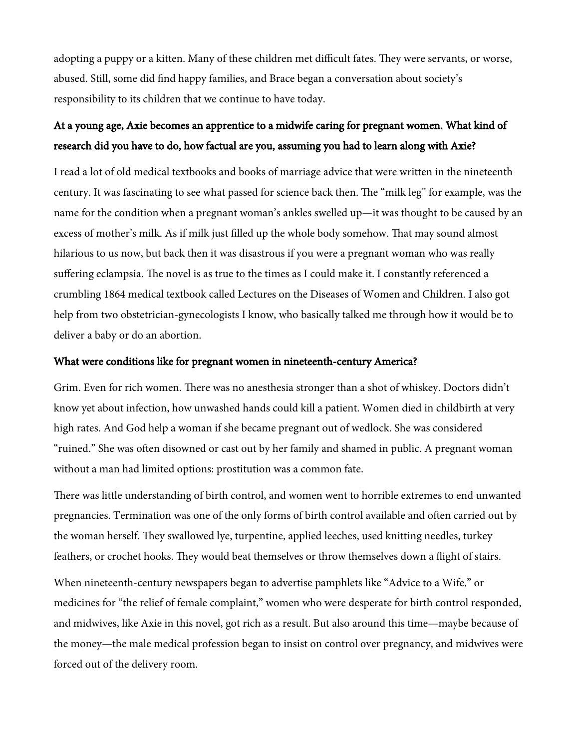adopting a puppy or a kitten. Many of these children met difficult fates. They were servants, or worse, abused. Still, some did find happy families, and Brace began a conversation about society's responsibility to its children that we continue to have today.

**At a young age, Axie becomes an apprentice to a midwife caring for pregnant women. What kind of research did you have to do, how factual are you, assuming you had to learn along with Axie?**

I read a lot of old medical textbooks and books of marriage advice that were written in the nineteenth century. It was fascinating to see what passed for science back then. The "milk leg" for example, was the name for the condition when a pregnant woman's ankles swelled up—it was thought to be caused by an excess of mother's milk. As if milk just filled up the whole body somehow. That may sound almost hilarious to us now, but back then it was disastrous if you were a pregnant woman who was really suffering eclampsia. The novel is as true to the times as I could make it. I constantly referenced a crumbling 1864 medical textbook called Lectures on the Diseases of Women and Children. I also got help from two obstetrician-gynecologists I know, who basically talked me through how it would be to deliver a baby or do an abortion.

**What were conditions like for pregnant women in nineteenth-century America?**

Grim. Even for rich women. There was no anesthesia stronger than a shot of whiskey. Doctors didn't know yet about infection, how unwashed hands could kill a patient. Women died in childbirth at very high rates. And God help a woman if she became pregnant out of wedlock. She was considered "ruined." She was often disowned or cast out by her family and shamed in public. A pregnant woman without a man had limited options: prostitution was a common fate.

There was little understanding of birth control, and women went to horrible extremes to end unwanted pregnancies. Termination was one of the only forms of birth control available and often carried out by the woman herself. They swallowed lye, turpentine, applied leeches, used knitting needles, turkey feathers, or crochet hooks. They would beat themselves or throw themselves down a flight of stairs.

When nineteenth-century newspapers began to advertise pamphlets like "Advice to a Wife," or medicines for "the relief of female complaint," women who were desperate for birth control responded, and midwives, like Axie in this novel, got rich as a result. But also around this time—maybe because of the money—the male medical profession began to insist on control over pregnancy, and midwives were forced out of the delivery room.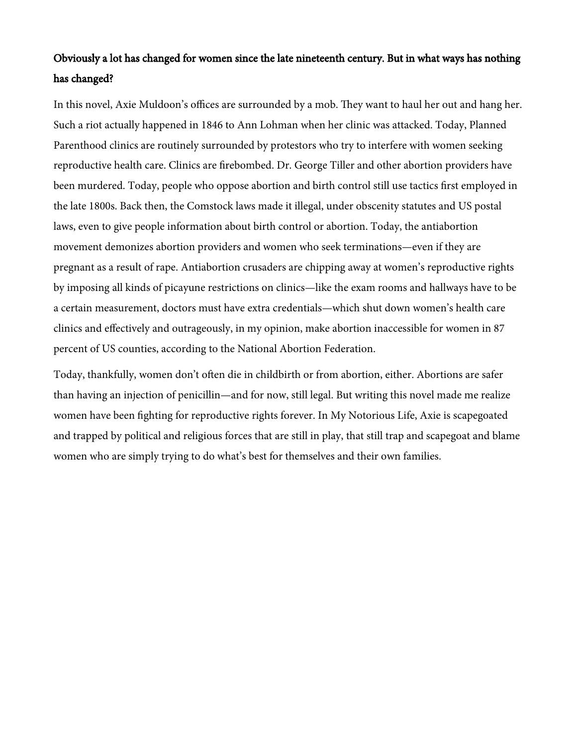**Obviously a lot has changed for women since the late nineteenth century. But in what ways has nothing has changed?**

In this novel, Axie Muldoon's offices are surrounded by a mob. They want to haul her out and hang her. Such a riot actually happened in 1846 to Ann Lohman when her clinic was attacked. Today, Planned Parenthood clinics are routinely surrounded by protestors who try to interfere with women seeking reproductive health care. Clinics are firebombed. Dr. George Tiller and other abortion providers have been murdered. Today, people who oppose abortion and birth control still use tactics first employed in the late 1800s. Back then, the Comstock laws made it illegal, under obscenity statutes and US postal laws, even to give people information about birth control or abortion. Today, the antiabortion movement demonizes abortion providers and women who seek terminations—even if they are pregnant as a result of rape. Antiabortion crusaders are chipping away at women's reproductive rights by imposing all kinds of picayune restrictions on clinics—like the exam rooms and hallways have to be a certain measurement, doctors must have extra credentials—which shut down women's health care clinics and effectively and outrageously, in my opinion, make abortion inaccessible for women in 87 percent of US counties, according to the National Abortion Federation.

Today, thankfully, women don't often die in childbirth or from abortion, either. Abortions are safer than having an injection of penicillin—and for now, still legal. But writing this novel made me realize women have been fighting for reproductive rights forever. In My Notorious Life, Axie is scapegoated and trapped by political and religious forces that are still in play, that still trap and scapegoat and blame women who are simply trying to do what's best for themselves and their own families.